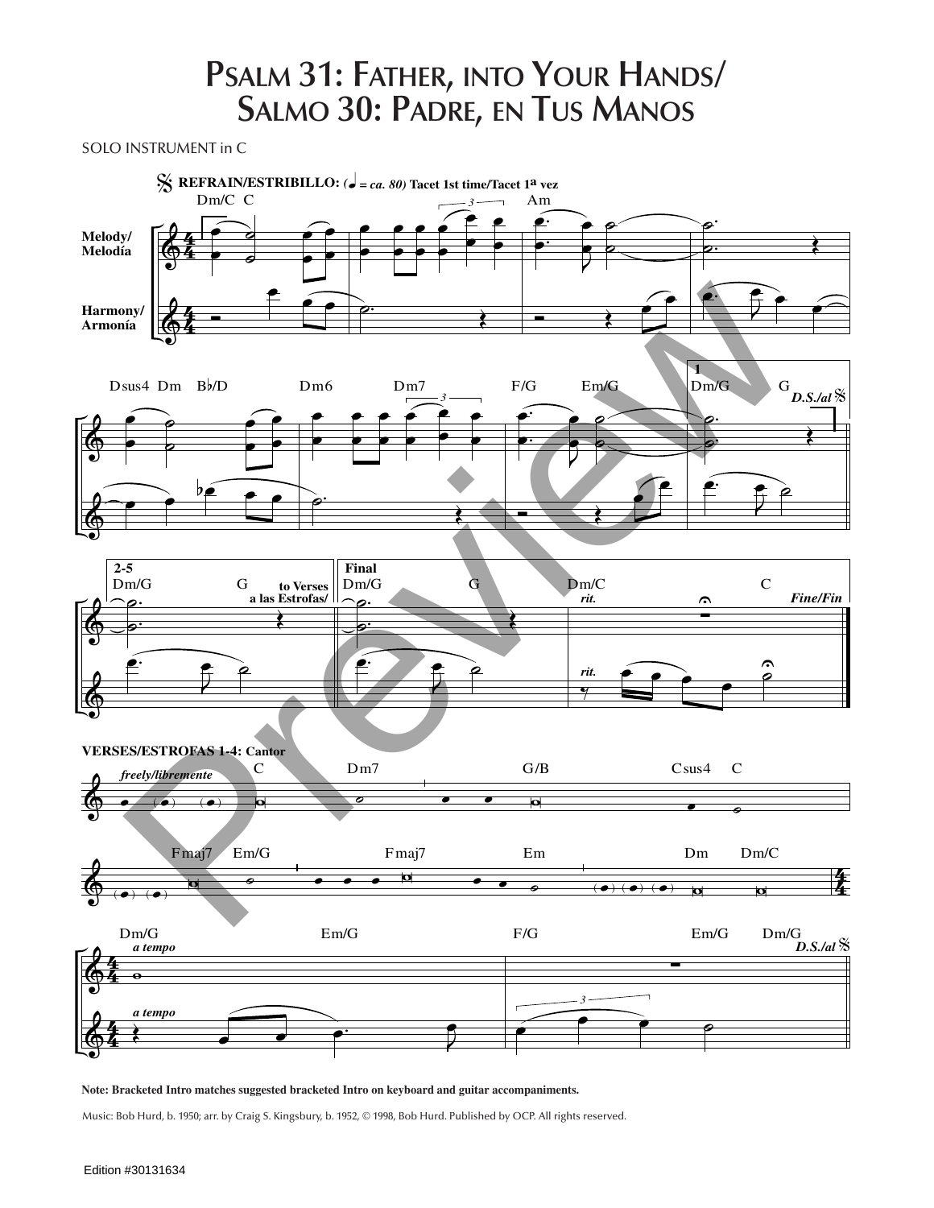# Psalm 31: Father, into Your Hands/ Salmo 30: Padre, en Tus Manos

SOLO INSTRUMENT in C

Note: Bracketed Intro matches suggested bracketed Intro on keyboard and guitar accompaniments.

Music: Bob Hurd, b. 1950; arr. by Craig S. Kingsbury, b. 1952, © 1998, Bob Hurd. Published by OCP. All rights reserved.

Edition #30131634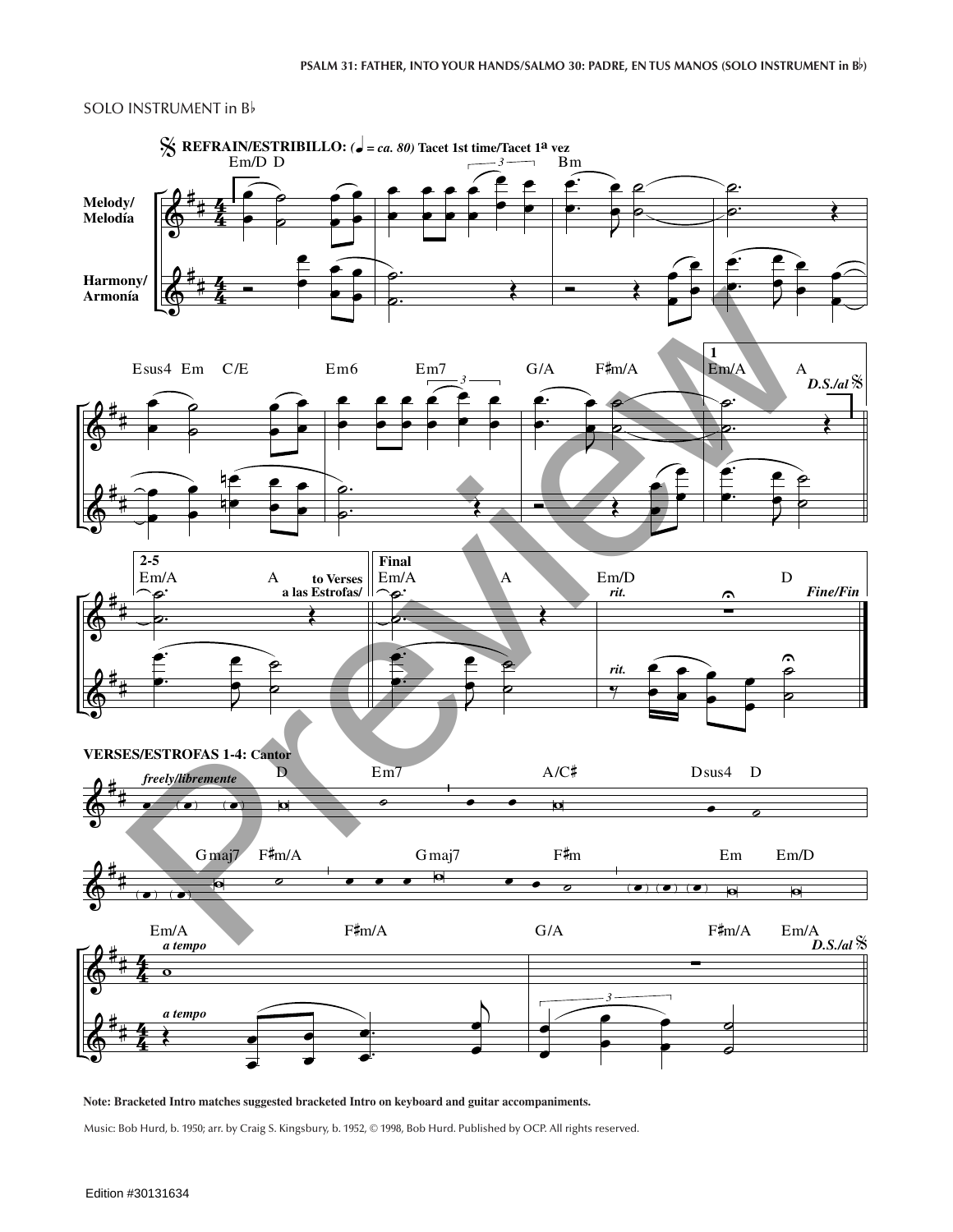SOLO INSTRUMENT in B♭

**REFRAIN/ESTRIBILLO:** *(♩ = ca. 80)* **Tacet 1st time/Tacet 1ª vez**

Melody/ Melodía

Harmony/ Armonía

**VERSES/ESTROFAS 1-4: Cantor**

**Note: Bracketed Intro matches suggested bracketed Intro on keyboard and guitar accompaniments.**

Music: Bob Hurd, b. 1950; arr. by Craig S. Kingsbury, b. 1952, © 1998, Bob Hurd. Published by OCP. All rights reserved.

Edition #30131634